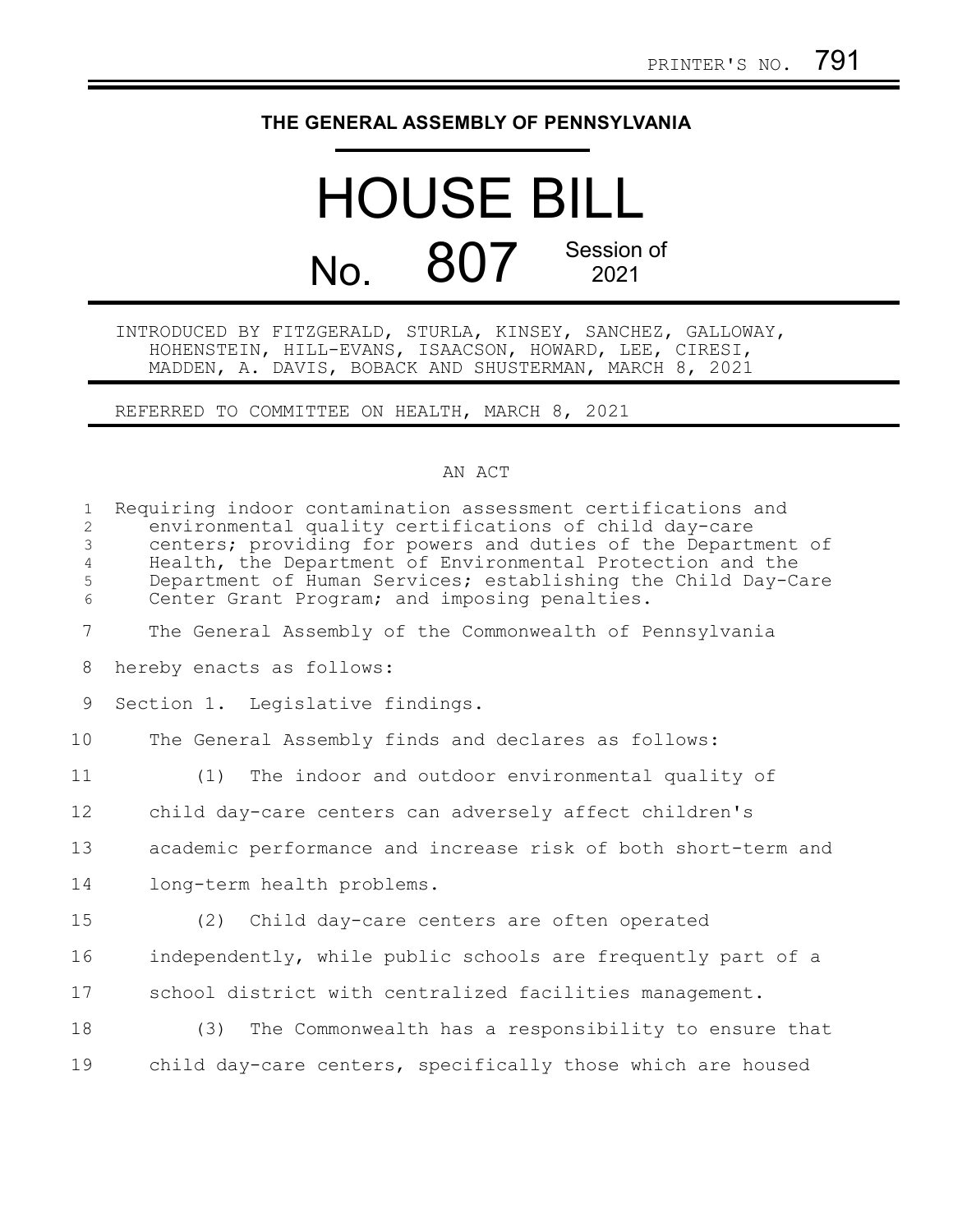PRINTER'S NO. 791

# THE GENERAL ASSEMBLY OF PENNSYLVANIA

# HOUSE BILL

## No. 807 Session of 2021

INTRODUCED BY FITZGERALD, STURLA, KINSEY, SANCHEZ, GALLOWAY, HOHENSTEIN, HILL-EVANS, ISAACSON, HOWARD, LEE, CIRESI, MADDEN, A. DAVIS, BOBACK AND SHUSTERMAN, MARCH 8, 2021

REFERRED TO COMMITTEE ON HEALTH, MARCH 8, 2021

AN ACT

Requiring indoor contamination assessment certifications and environmental quality certifications of child day-care centers; providing for powers and duties of the Department of Health, the Department of Environmental Protection and the Department of Human Services; establishing the Child Day-Care Center Grant Program; and imposing penalties.

The General Assembly of the Commonwealth of Pennsylvania hereby enacts as follows:

Section 1. Legislative findings.

The General Assembly finds and declares as follows:

(1) The indoor and outdoor environmental quality of child day-care centers can adversely affect children's academic performance and increase risk of both short-term and long-term health problems.

(2) Child day-care centers are often operated independently, while public schools are frequently part of a school district with centralized facilities management.

(3) The Commonwealth has a responsibility to ensure that child day-care centers, specifically those which are housed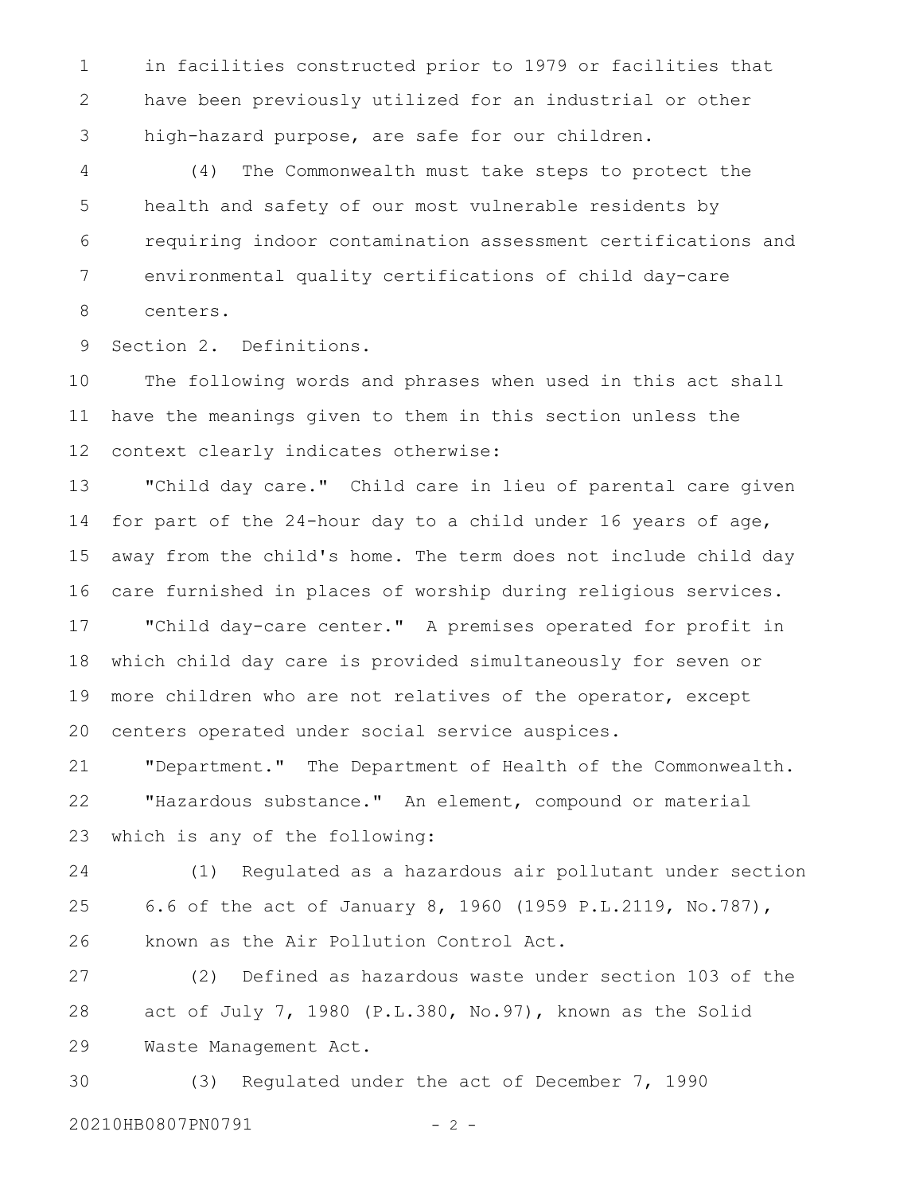in facilities constructed prior to 1979 or facilities that have been previously utilized for an industrial or other high-hazard purpose, are safe for our children.

(4) The Commonwealth must take steps to protect the health and safety of our most vulnerable residents by requiring indoor contamination assessment certifications and environmental quality certifications of child day-care centers.

Section 2. Definitions.

The following words and phrases when used in this act shall have the meanings given to them in this section unless the context clearly indicates otherwise:

"Child day care." Child care in lieu of parental care given for part of the 24-hour day to a child under 16 years of age, away from the child's home. The term does not include child day care furnished in places of worship during religious services.

"Child day-care center." A premises operated for profit in which child day care is provided simultaneously for seven or more children who are not relatives of the operator, except centers operated under social service auspices.

"Department." The Department of Health of the Commonwealth.

"Hazardous substance." An element, compound or material which is any of the following:

(1) Regulated as a hazardous air pollutant under section 6.6 of the act of January 8, 1960 (1959 P.L.2119, No.787), known as the Air Pollution Control Act.

(2) Defined as hazardous waste under section 103 of the act of July 7, 1980 (P.L.380, No.97), known as the Solid Waste Management Act.

(3) Regulated under the act of December 7, 1990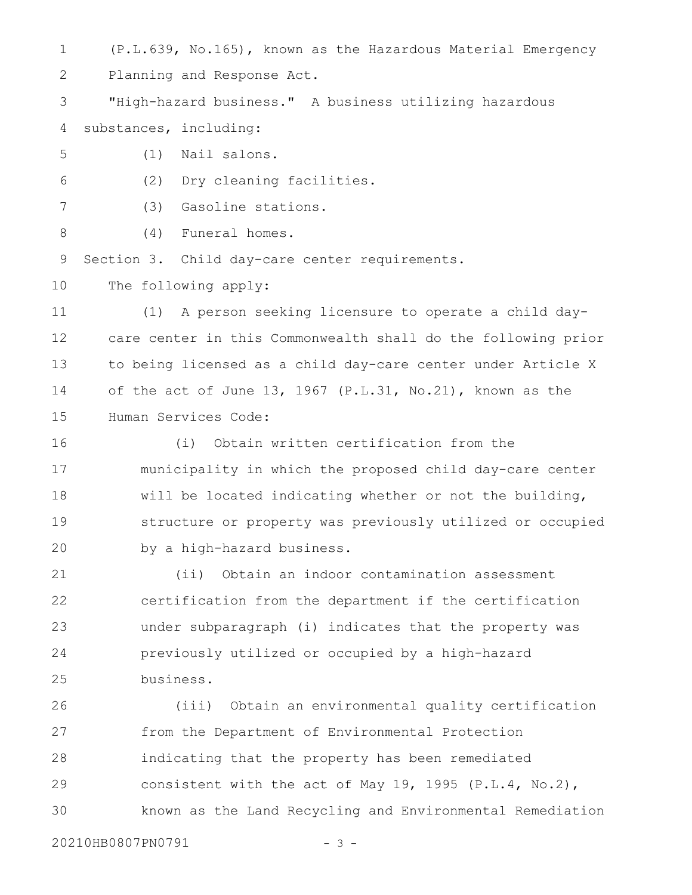(P.L.639, No.165), known as the Hazardous Material Emergency Planning and Response Act.

"High-hazard business." A business utilizing hazardous substances, including:

(1) Nail salons.

(2) Dry cleaning facilities.

(3) Gasoline stations.

(4) Funeral homes.

Section 3. Child day-care center requirements.

The following apply:

(1) A person seeking licensure to operate a child day-care center in this Commonwealth shall do the following prior to being licensed as a child day-care center under Article X of the act of June 13, 1967 (P.L.31, No.21), known as the Human Services Code:

(i) Obtain written certification from the municipality in which the proposed child day-care center will be located indicating whether or not the building, structure or property was previously utilized or occupied by a high-hazard business.

(ii) Obtain an indoor contamination assessment certification from the department if the certification under subparagraph (i) indicates that the property was previously utilized or occupied by a high-hazard business.

(iii) Obtain an environmental quality certification from the Department of Environmental Protection indicating that the property has been remediated consistent with the act of May 19, 1995 (P.L.4, No.2), known as the Land Recycling and Environmental Remediation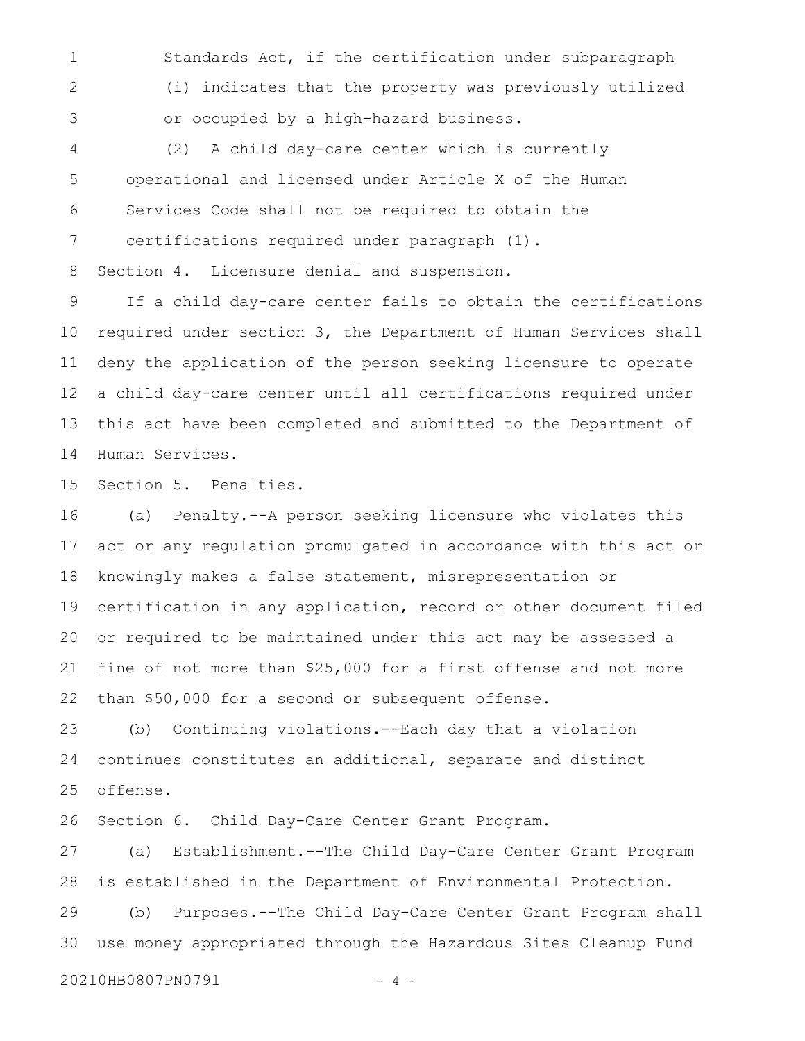Standards Act, if the certification under subparagraph (i) indicates that the property was previously utilized or occupied by a high-hazard business.

(2) A child day-care center which is currently operational and licensed under Article X of the Human Services Code shall not be required to obtain the certifications required under paragraph (1).

Section 4. Licensure denial and suspension.

If a child day-care center fails to obtain the certifications required under section 3, the Department of Human Services shall deny the application of the person seeking licensure to operate a child day-care center until all certifications required under this act have been completed and submitted to the Department of Human Services.

Section 5. Penalties.

(a) Penalty.--A person seeking licensure who violates this act or any regulation promulgated in accordance with this act or knowingly makes a false statement, misrepresentation or certification in any application, record or other document filed or required to be maintained under this act may be assessed a fine of not more than $25,000 for a first offense and not more than $50,000 for a second or subsequent offense.

(b) Continuing violations.--Each day that a violation continues constitutes an additional, separate and distinct offense.

Section 6. Child Day-Care Center Grant Program.

(a) Establishment.--The Child Day-Care Center Grant Program is established in the Department of Environmental Protection.

(b) Purposes.--The Child Day-Care Center Grant Program shall use money appropriated through the Hazardous Sites Cleanup Fund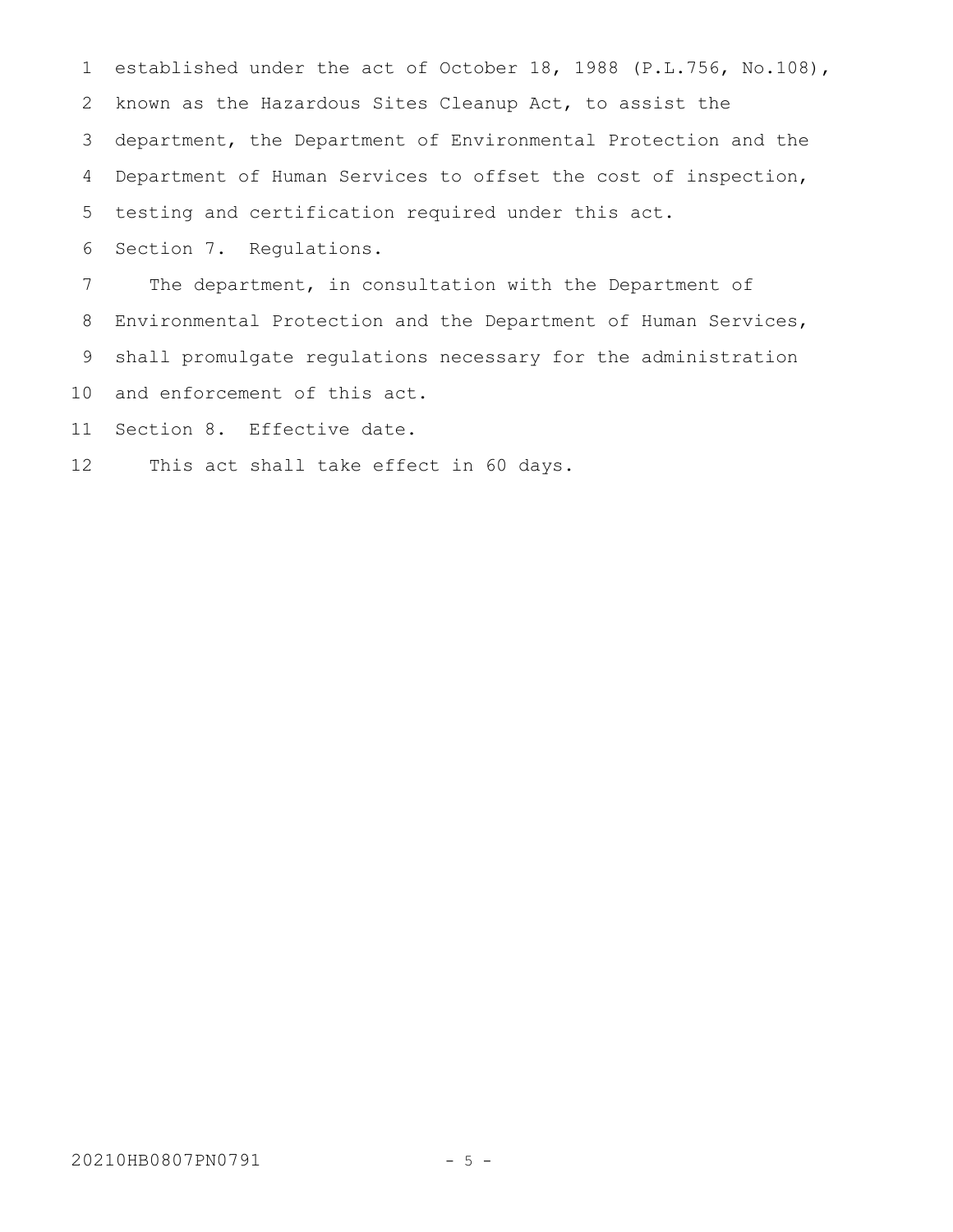established under the act of October 18, 1988 (P.L.756, No.108), known as the Hazardous Sites Cleanup Act, to assist the department, the Department of Environmental Protection and the Department of Human Services to offset the cost of inspection, testing and certification required under this act.

Section 7. Regulations.

The department, in consultation with the Department of Environmental Protection and the Department of Human Services, shall promulgate regulations necessary for the administration and enforcement of this act.

Section 8. Effective date.

This act shall take effect in 60 days.